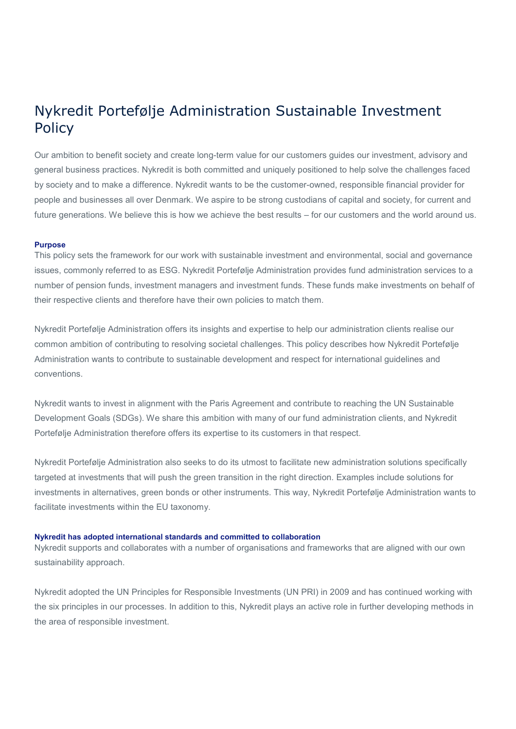# Nykredit Portefølje Administration Sustainable Investment Policy

Our ambition to benefit society and create long-term value for our customers guides our investment, advisory and general business practices. Nykredit is both committed and uniquely positioned to help solve the challenges faced by society and to make a difference. Nykredit wants to be the customer-owned, responsible financial provider for people and businesses all over Denmark. We aspire to be strong custodians of capital and society, for current and future generations. We believe this is how we achieve the best results – for our customers and the world around us.

**Purpose**

This policy sets the framework for our work with sustainable investment and environmental, social and governance issues, commonly referred to as ESG. Nykredit Portefølje Administration provides fund administration services to a number of pension funds, investment managers and investment funds. These funds make investments on behalf of their respective clients and therefore have their own policies to match them.

Nykredit Portefølje Administration offers its insights and expertise to help our administration clients realise our common ambition of contributing to resolving societal challenges. This policy describes how Nykredit Portefølje Administration wants to contribute to sustainable development and respect for international guidelines and conventions.

Nykredit wants to invest in alignment with the Paris Agreement and contribute to reaching the UN Sustainable Development Goals (SDGs). We share this ambition with many of our fund administration clients, and Nykredit Portefølje Administration therefore offers its expertise to its customers in that respect.

Nykredit Portefølje Administration also seeks to do its utmost to facilitate new administration solutions specifically targeted at investments that will push the green transition in the right direction. Examples include solutions for investments in alternatives, green bonds or other instruments. This way, Nykredit Portefølje Administration wants to facilitate investments within the EU taxonomy.

**Nykredit has adopted international standards and committed to collaboration**

Nykredit supports and collaborates with a number of organisations and frameworks that are aligned with our own sustainability approach.

Nykredit adopted the UN Principles for Responsible Investments (UN PRI) in 2009 and has continued working with the six principles in our processes. In addition to this, Nykredit plays an active role in further developing methods in the area of responsible investment.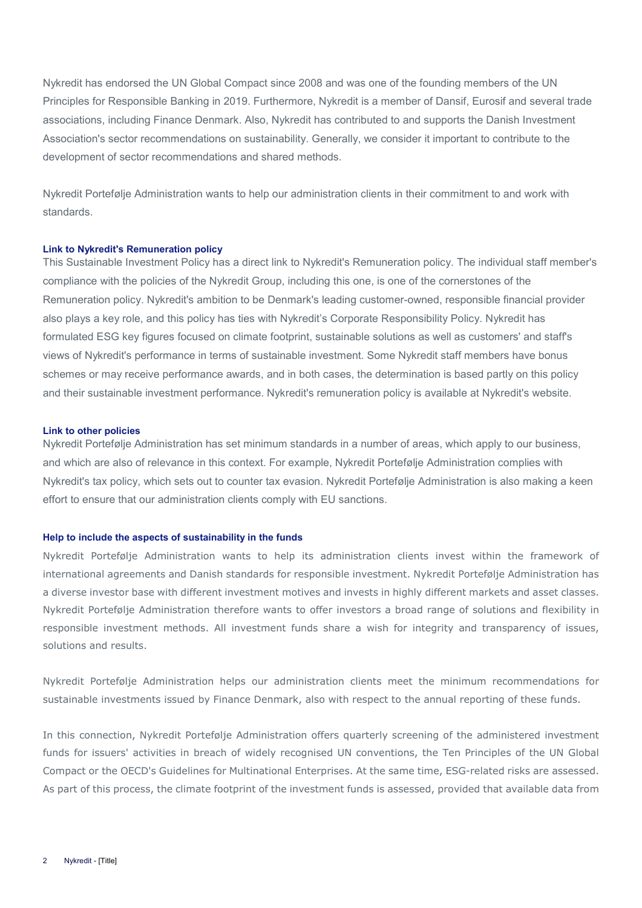Nykredit has endorsed the UN Global Compact since 2008 and was one of the founding members of the UN Principles for Responsible Banking in 2019. Furthermore, Nykredit is a member of Dansif, Eurosif and several trade associations, including Finance Denmark. Also, Nykredit has contributed to and supports the Danish Investment Association's sector recommendations on sustainability. Generally, we consider it important to contribute to the development of sector recommendations and shared methods.

Nykredit Portefølje Administration wants to help our administration clients in their commitment to and work with standards.

### Link to Nykredit's Remuneration policy

This Sustainable Investment Policy has a direct link to Nykredit's Remuneration policy. The individual staff member's compliance with the policies of the Nykredit Group, including this one, is one of the cornerstones of the Remuneration policy. Nykredit's ambition to be Denmark's leading customer-owned, responsible financial provider also plays a key role, and this policy has ties with Nykredit's Corporate Responsibility Policy. Nykredit has formulated ESG key figures focused on climate footprint, sustainable solutions as well as customers' and staff's views of Nykredit's performance in terms of sustainable investment. Some Nykredit staff members have bonus schemes or may receive performance awards, and in both cases, the determination is based partly on this policy and their sustainable investment performance. Nykredit's remuneration policy is available at Nykredit's website.

### Link to other policies

Nykredit Portefølje Administration has set minimum standards in a number of areas, which apply to our business, and which are also of relevance in this context. For example, Nykredit Portefølje Administration complies with Nykredit's tax policy, which sets out to counter tax evasion. Nykredit Portefølje Administration is also making a keen effort to ensure that our administration clients comply with EU sanctions.

### Help to include the aspects of sustainability in the funds

Nykredit Portefølje Administration wants to help its administration clients invest within the framework of international agreements and Danish standards for responsible investment. Nykredit Portefølje Administration has a diverse investor base with different investment motives and invests in highly different markets and asset classes. Nykredit Portefølje Administration therefore wants to offer investors a broad range of solutions and flexibility in responsible investment methods. All investment funds share a wish for integrity and transparency of issues, solutions and results.

Nykredit Portefølje Administration helps our administration clients meet the minimum recommendations for sustainable investments issued by Finance Denmark, also with respect to the annual reporting of these funds.

In this connection, Nykredit Portefølje Administration offers quarterly screening of the administered investment funds for issuers' activities in breach of widely recognised UN conventions, the Ten Principles of the UN Global Compact or the OECD's Guidelines for Multinational Enterprises. At the same time, ESG-related risks are assessed. As part of this process, the climate footprint of the investment funds is assessed, provided that available data from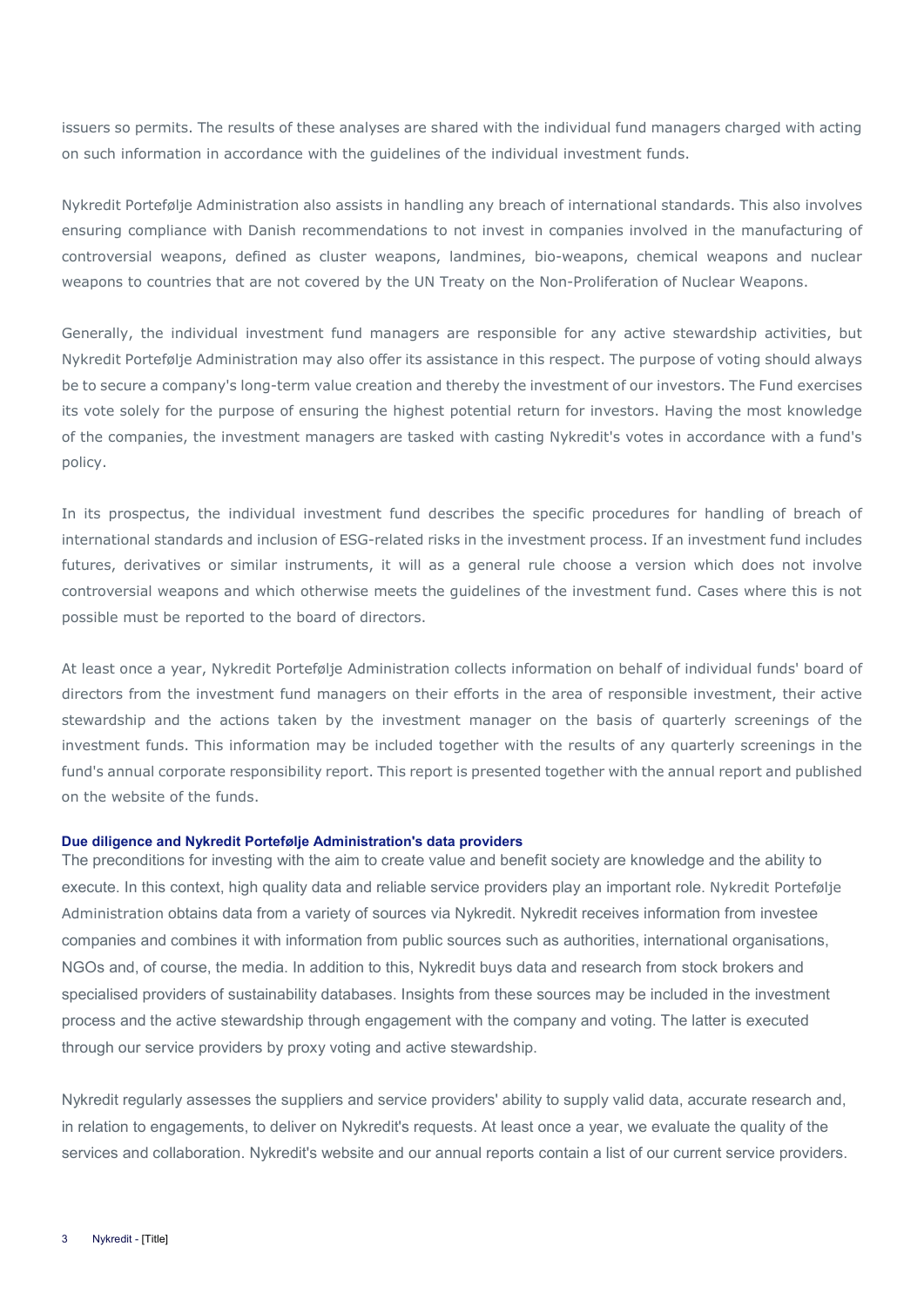issuers so permits. The results of these analyses are shared with the individual fund managers charged with acting on such information in accordance with the guidelines of the individual investment funds.

Nykredit Portefølje Administration also assists in handling any breach of international standards. This also involves ensuring compliance with Danish recommendations to not invest in companies involved in the manufacturing of controversial weapons, defined as cluster weapons, landmines, bio-weapons, chemical weapons and nuclear weapons to countries that are not covered by the UN Treaty on the Non-Proliferation of Nuclear Weapons.

Generally, the individual investment fund managers are responsible for any active stewardship activities, but Nykredit Portefølje Administration may also offer its assistance in this respect. The purpose of voting should always be to secure a company's long-term value creation and thereby the investment of our investors. The Fund exercises its vote solely for the purpose of ensuring the highest potential return for investors. Having the most knowledge of the companies, the investment managers are tasked with casting Nykredit's votes in accordance with a fund's policy.

In its prospectus, the individual investment fund describes the specific procedures for handling of breach of international standards and inclusion of ESG-related risks in the investment process. If an investment fund includes futures, derivatives or similar instruments, it will as a general rule choose a version which does not involve controversial weapons and which otherwise meets the guidelines of the investment fund. Cases where this is not possible must be reported to the board of directors.

At least once a year, Nykredit Portefølje Administration collects information on behalf of individual funds' board of directors from the investment fund managers on their efforts in the area of responsible investment, their active stewardship and the actions taken by the investment manager on the basis of quarterly screenings of the investment funds. This information may be included together with the results of any quarterly screenings in the fund's annual corporate responsibility report. This report is presented together with the annual report and published on the website of the funds.

#### Due diligence and Nykredit Portefølje Administration's data providers

The preconditions for investing with the aim to create value and benefit society are knowledge and the ability to execute. In this context, high quality data and reliable service providers play an important role. Nykredit Portefølje Administration obtains data from a variety of sources via Nykredit. Nykredit receives information from investee companies and combines it with information from public sources such as authorities, international organisations, NGOs and, of course, the media. In addition to this, Nykredit buys data and research from stock brokers and specialised providers of sustainability databases. Insights from these sources may be included in the investment process and the active stewardship through engagement with the company and voting. The latter is executed through our service providers by proxy voting and active stewardship.

Nykredit regularly assesses the suppliers and service providers' ability to supply valid data, accurate research and, in relation to engagements, to deliver on Nykredit's requests. At least once a year, we evaluate the quality of the services and collaboration. Nykredit's website and our annual reports contain a list of our current service providers.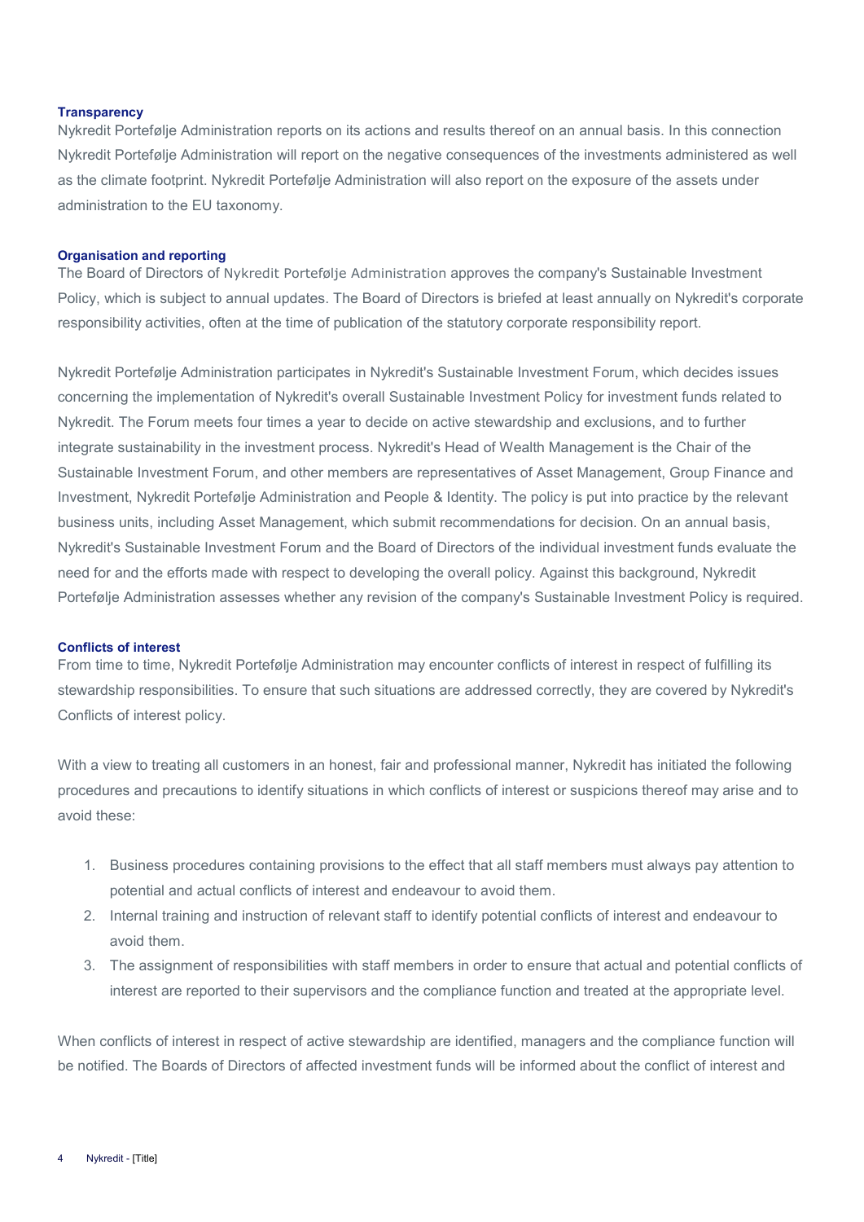### Transparency

Nykredit Portefølje Administration reports on its actions and results thereof on an annual basis. In this connection Nykredit Portefølje Administration will report on the negative consequences of the investments administered as well as the climate footprint. Nykredit Portefølje Administration will also report on the exposure of the assets under administration to the EU taxonomy.

### Organisation and reporting

The Board of Directors of Nykredit Portefølje Administration approves the company's Sustainable Investment Policy, which is subject to annual updates. The Board of Directors is briefed at least annually on Nykredit's corporate responsibility activities, often at the time of publication of the statutory corporate responsibility report.

Nykredit Portefølje Administration participates in Nykredit's Sustainable Investment Forum, which decides issues concerning the implementation of Nykredit's overall Sustainable Investment Policy for investment funds related to Nykredit. The Forum meets four times a year to decide on active stewardship and exclusions, and to further integrate sustainability in the investment process. Nykredit's Head of Wealth Management is the Chair of the Sustainable Investment Forum, and other members are representatives of Asset Management, Group Finance and Investment, Nykredit Portefølje Administration and People & Identity. The policy is put into practice by the relevant business units, including Asset Management, which submit recommendations for decision. On an annual basis, Nykredit's Sustainable Investment Forum and the Board of Directors of the individual investment funds evaluate the need for and the efforts made with respect to developing the overall policy. Against this background, Nykredit Portefølje Administration assesses whether any revision of the company's Sustainable Investment Policy is required.

### Conflicts of interest

From time to time, Nykredit Portefølje Administration may encounter conflicts of interest in respect of fulfilling its stewardship responsibilities. To ensure that such situations are addressed correctly, they are covered by Nykredit's Conflicts of interest policy.

With a view to treating all customers in an honest, fair and professional manner, Nykredit has initiated the following procedures and precautions to identify situations in which conflicts of interest or suspicions thereof may arise and to avoid these:

1. Business procedures containing provisions to the effect that all staff members must always pay attention to potential and actual conflicts of interest and endeavour to avoid them.
2. Internal training and instruction of relevant staff to identify potential conflicts of interest and endeavour to avoid them.
3. The assignment of responsibilities with staff members in order to ensure that actual and potential conflicts of interest are reported to their supervisors and the compliance function and treated at the appropriate level.

When conflicts of interest in respect of active stewardship are identified, managers and the compliance function will be notified. The Boards of Directors of affected investment funds will be informed about the conflict of interest and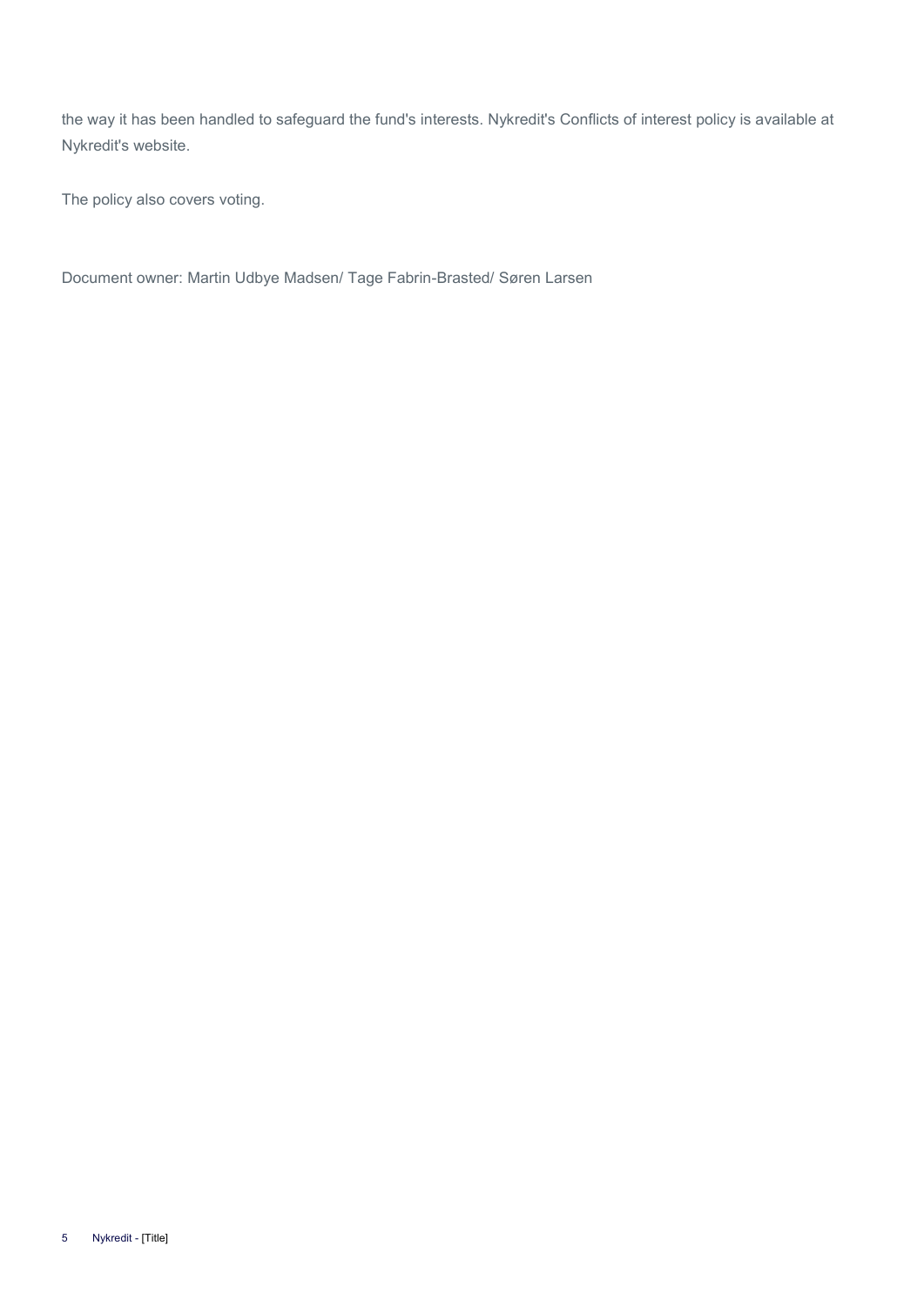the way it has been handled to safeguard the fund's interests. Nykredit's Conflicts of interest policy is available at Nykredit's website.

The policy also covers voting.

Document owner: Martin Udbye Madsen/ Tage Fabrin-Brasted/ Søren Larsen